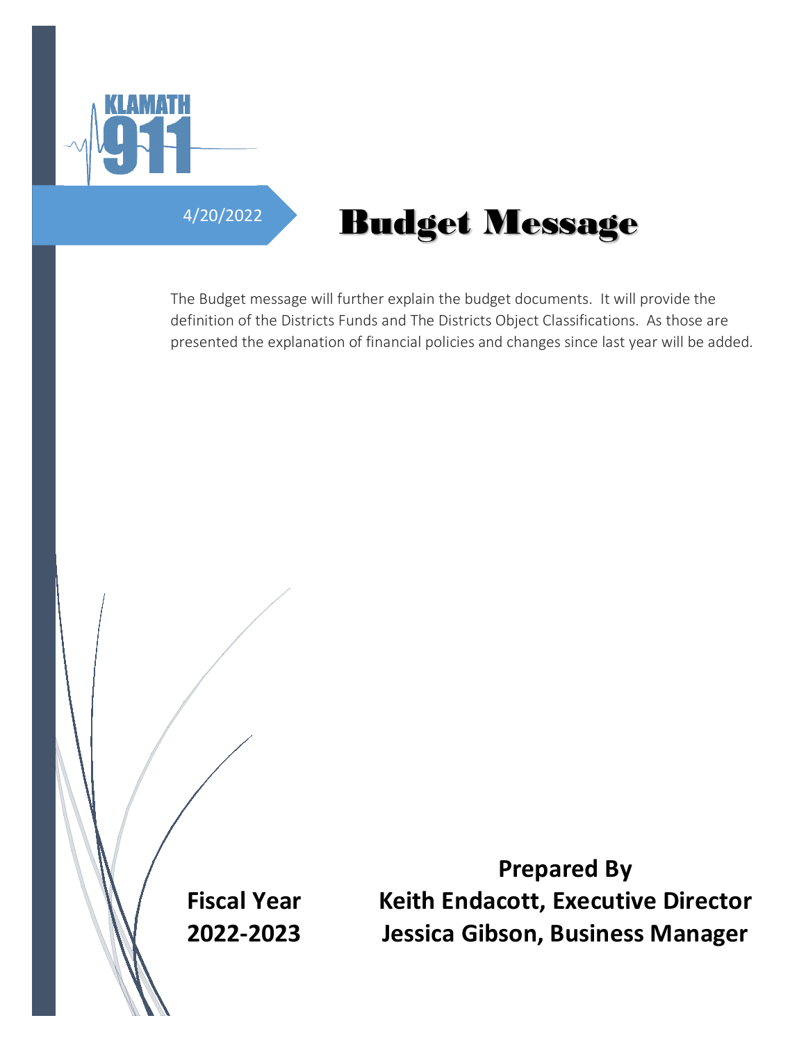KLAMATH 911

4/20/2022

# Budget Message

The Budget message will further explain the budget documents. It will provide the definition of the Districts Funds and The Districts Object Classifications. As those are presented the explanation of financial policies and changes since last year will be added.

**Fiscal Year 2022-2023**

**Prepared By**
**Keith Endacott, Executive Director**
**Jessica Gibson, Business Manager**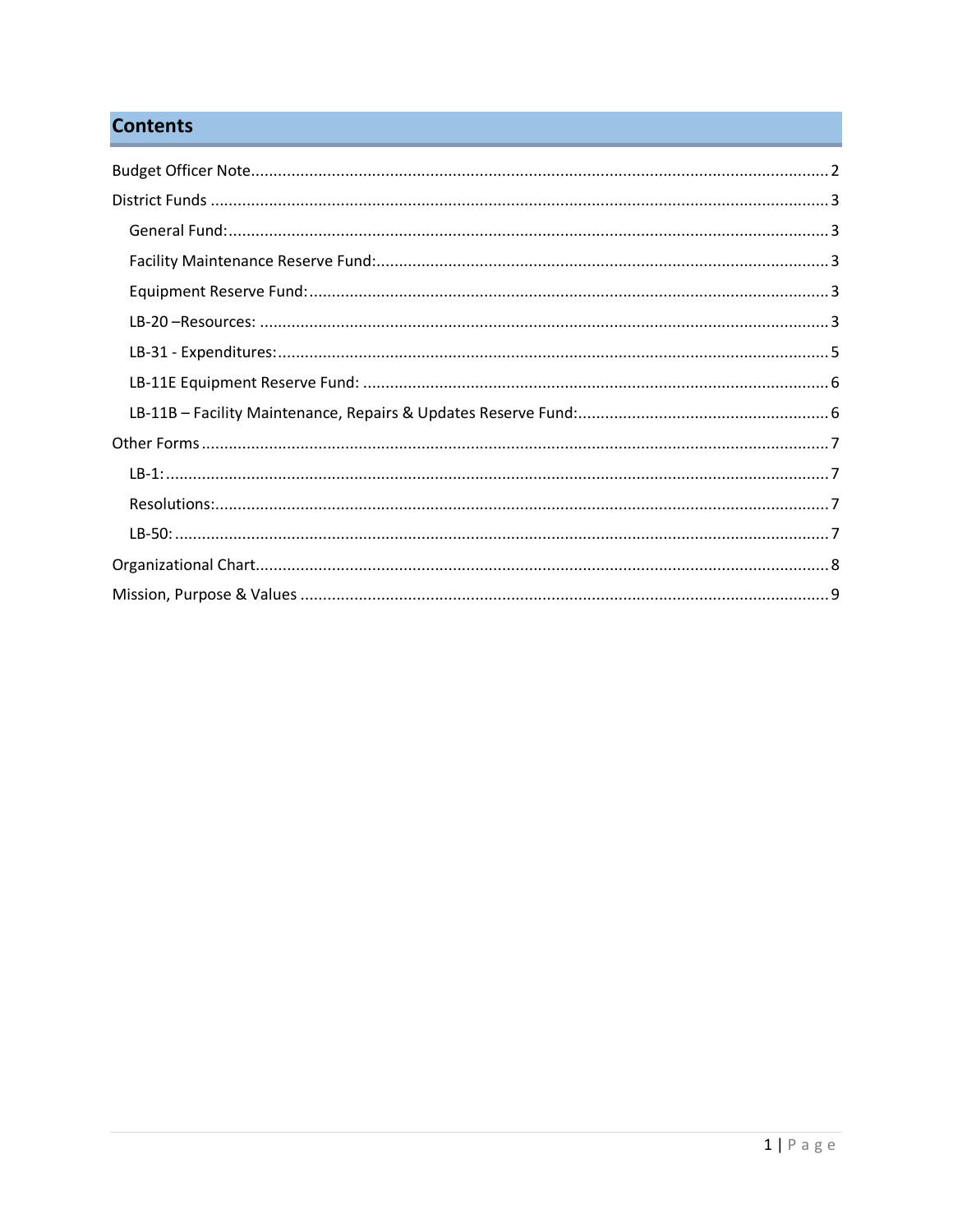# Contents

Budget Officer Note.......................................................................................................................2

District Funds .................................................................................................................................3

- General Fund:.............................................................................................................................3
- Facility Maintenance Reserve Fund:.........................................................................................3
- Equipment Reserve Fund:.........................................................................................................3
- LB-20 –Resources: .....................................................................................................................3
- LB-31 - Expenditures:.................................................................................................................5
- LB-11E Equipment Reserve Fund: .............................................................................................6
- LB-11B – Facility Maintenance, Repairs & Updates Reserve Fund:...........................................6

Other Forms ....................................................................................................................................7

- LB-1:...........................................................................................................................................7
- Resolutions:...............................................................................................................................7
- LB-50:.........................................................................................................................................7

Organizational Chart.......................................................................................................................8

Mission, Purpose & Values ............................................................................................................9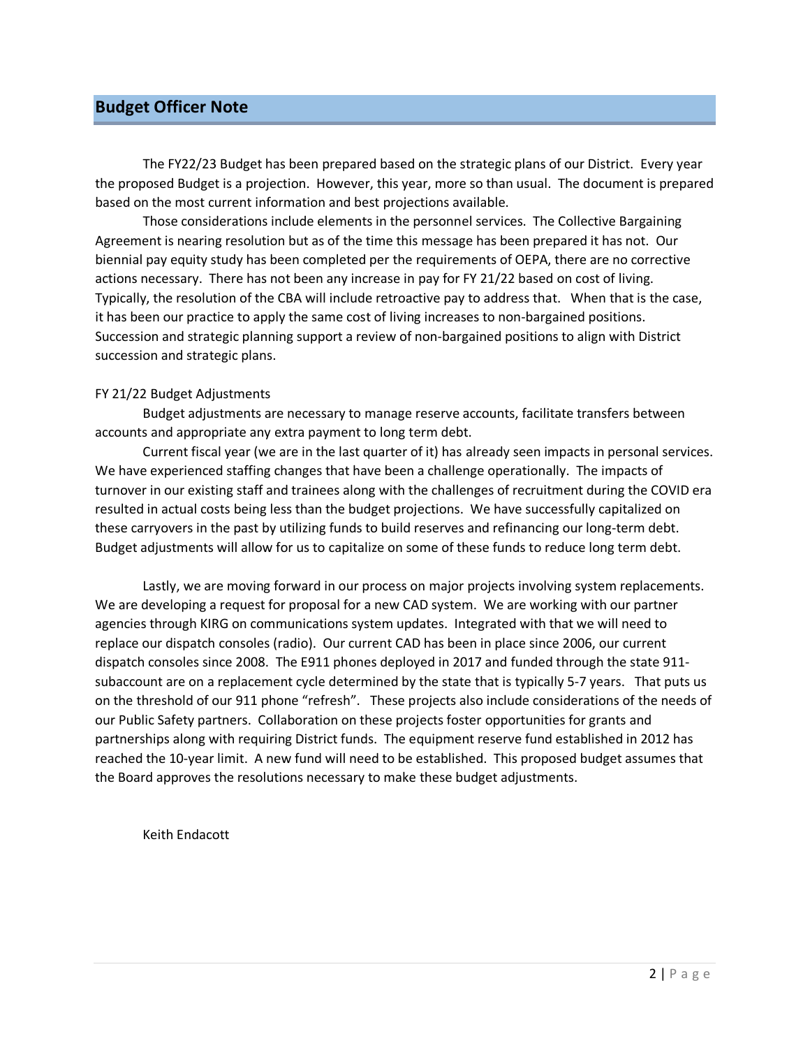## Budget Officer Note

The FY22/23 Budget has been prepared based on the strategic plans of our District. Every year the proposed Budget is a projection. However, this year, more so than usual. The document is prepared based on the most current information and best projections available.

Those considerations include elements in the personnel services. The Collective Bargaining Agreement is nearing resolution but as of the time this message has been prepared it has not. Our biennial pay equity study has been completed per the requirements of OEPA, there are no corrective actions necessary. There has not been any increase in pay for FY 21/22 based on cost of living. Typically, the resolution of the CBA will include retroactive pay to address that. When that is the case, it has been our practice to apply the same cost of living increases to non-bargained positions. Succession and strategic planning support a review of non-bargained positions to align with District succession and strategic plans.

FY 21/22 Budget Adjustments

Budget adjustments are necessary to manage reserve accounts, facilitate transfers between accounts and appropriate any extra payment to long term debt.

Current fiscal year (we are in the last quarter of it) has already seen impacts in personal services. We have experienced staffing changes that have been a challenge operationally. The impacts of turnover in our existing staff and trainees along with the challenges of recruitment during the COVID era resulted in actual costs being less than the budget projections. We have successfully capitalized on these carryovers in the past by utilizing funds to build reserves and refinancing our long-term debt. Budget adjustments will allow for us to capitalize on some of these funds to reduce long term debt.

Lastly, we are moving forward in our process on major projects involving system replacements. We are developing a request for proposal for a new CAD system. We are working with our partner agencies through KIRG on communications system updates. Integrated with that we will need to replace our dispatch consoles (radio). Our current CAD has been in place since 2006, our current dispatch consoles since 2008. The E911 phones deployed in 2017 and funded through the state 911-subaccount are on a replacement cycle determined by the state that is typically 5-7 years. That puts us on the threshold of our 911 phone "refresh". These projects also include considerations of the needs of our Public Safety partners. Collaboration on these projects foster opportunities for grants and partnerships along with requiring District funds. The equipment reserve fund established in 2012 has reached the 10-year limit. A new fund will need to be established. This proposed budget assumes that the Board approves the resolutions necessary to make these budget adjustments.

Keith Endacott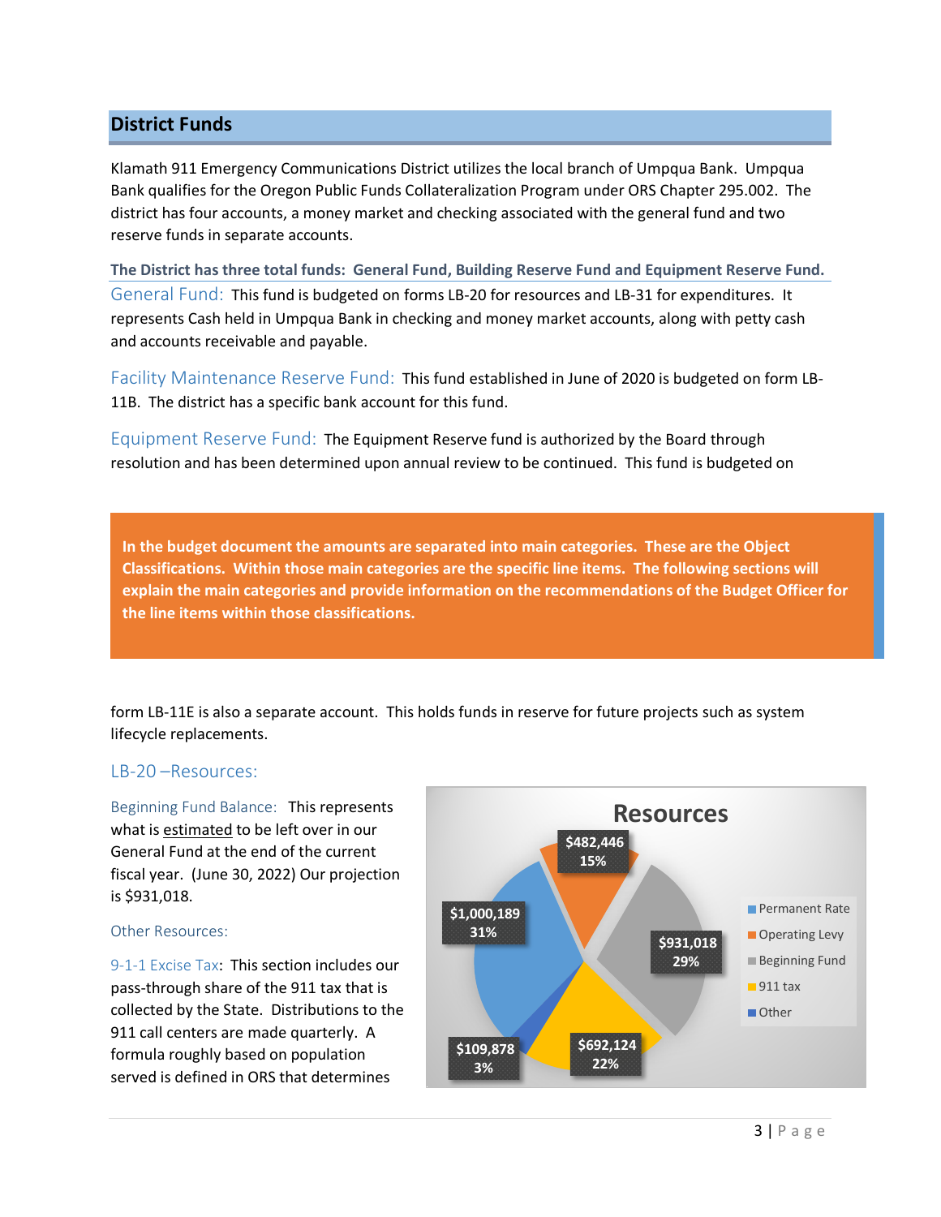## District Funds

Klamath 911 Emergency Communications District utilizes the local branch of Umpqua Bank. Umpqua Bank qualifies for the Oregon Public Funds Collateralization Program under ORS Chapter 295.002. The district has four accounts, a money market and checking associated with the general fund and two reserve funds in separate accounts.

**The District has three total funds: General Fund, Building Reserve Fund and Equipment Reserve Fund.**

General Fund: This fund is budgeted on forms LB-20 for resources and LB-31 for expenditures. It represents Cash held in Umpqua Bank in checking and money market accounts, along with petty cash and accounts receivable and payable.

Facility Maintenance Reserve Fund: This fund established in June of 2020 is budgeted on form LB-11B. The district has a specific bank account for this fund.

Equipment Reserve Fund: The Equipment Reserve fund is authorized by the Board through resolution and has been determined upon annual review to be continued. This fund is budgeted on form LB-11E is also a separate account. This holds funds in reserve for future projects such as system lifecycle replacements.

**In the budget document the amounts are separated into main categories. These are the Object Classifications. Within those main categories are the specific line items. The following sections will explain the main categories and provide information on the recommendations of the Budget Officer for the line items within those classifications.**

### LB-20 –Resources:

Beginning Fund Balance: This represents what is estimated to be left over in our General Fund at the end of the current fiscal year. (June 30, 2022) Our projection is $931,018.

Other Resources:

9-1-1 Excise Tax: This section includes our pass-through share of the 911 tax that is collected by the State. Distributions to the 911 call centers are made quarterly. A formula roughly based on population served is defined in ORS that determines

**Resources**

| Category | Amount | Percent |
|---|---|---|
| Permanent Rate | $1,000,189 | 31% |
| Operating Levy | $482,446 | 15% |
| Beginning Fund | $931,018 | 29% |
| 911 tax | $692,124 | 22% |
| Other | $109,878 | 3% |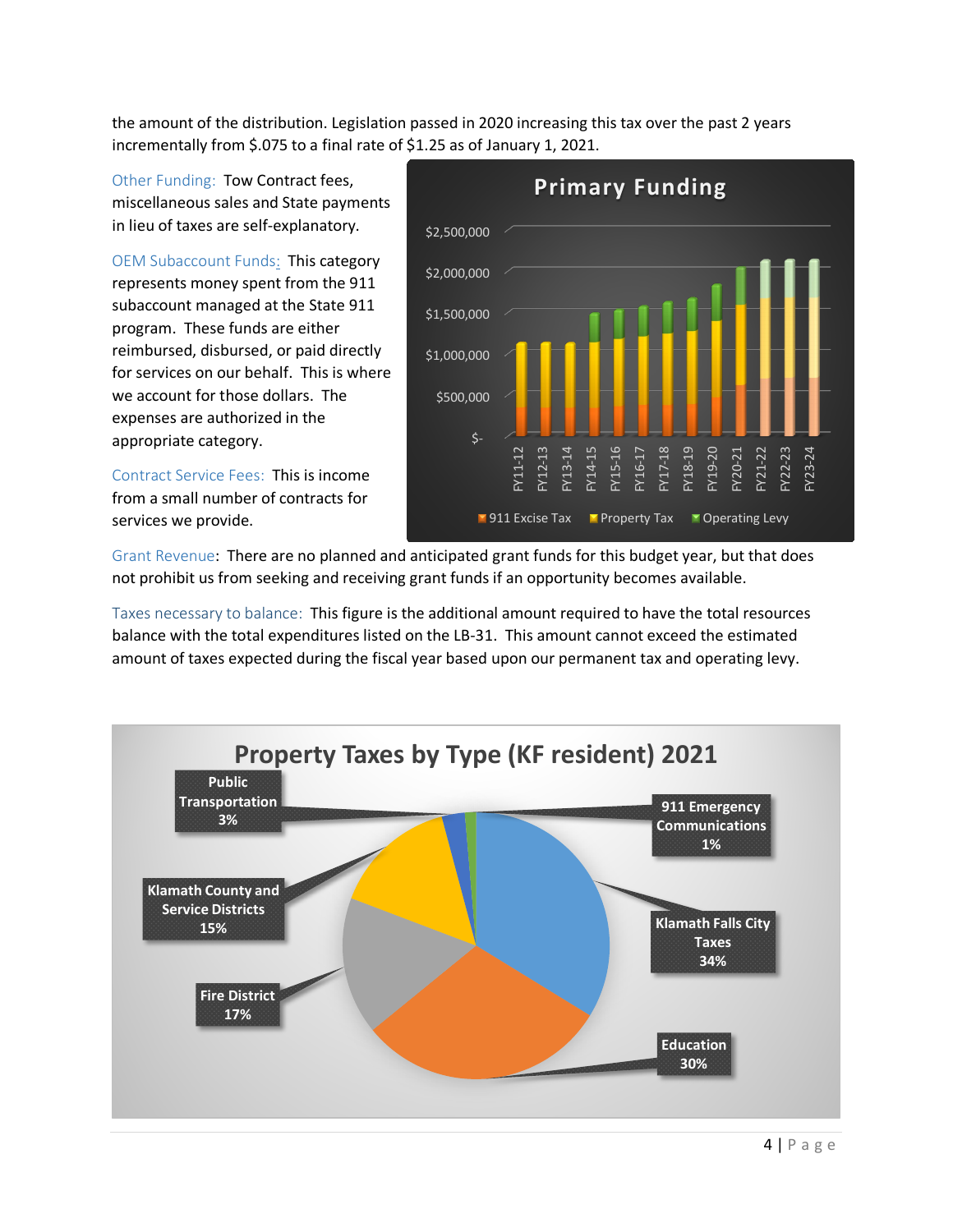the amount of the distribution. Legislation passed in 2020 increasing this tax over the past 2 years incrementally from $.075 to a final rate of $1.25 as of January 1, 2021.

Other Funding: Tow Contract fees, miscellaneous sales and State payments in lieu of taxes are self-explanatory.

OEM Subaccount Funds: This category represents money spent from the 911 subaccount managed at the State 911 program. These funds are either reimbursed, disbursed, or paid directly for services on our behalf. This is where we account for those dollars. The expenses are authorized in the appropriate category.

Contract Service Fees: This is income from a small number of contracts for services we provide.

**Primary Funding**

$2,500,000
$2,000,000
$1,500,000
$1,000,000
$500,000
$-

FY11-12 FY12-13 FY13-14 FY14-15 FY15-16 FY16-17 FY17-18 FY18-19 FY19-20 FY20-21 FY21-22 FY22-23 FY23-24

911 Excise Tax | Property Tax | Operating Levy

Grant Revenue: There are no planned and anticipated grant funds for this budget year, but that does not prohibit us from seeking and receiving grant funds if an opportunity becomes available.

Taxes necessary to balance: This figure is the additional amount required to have the total resources balance with the total expenditures listed on the LB-31. This amount cannot exceed the estimated amount of taxes expected during the fiscal year based upon our permanent tax and operating levy.

**Property Taxes by Type (KF resident) 2021**

Public Transportation 3%
911 Emergency Communications 1%
Klamath County and Service Districts 15%
Klamath Falls City Taxes 34%
Fire District 17%
Education 30%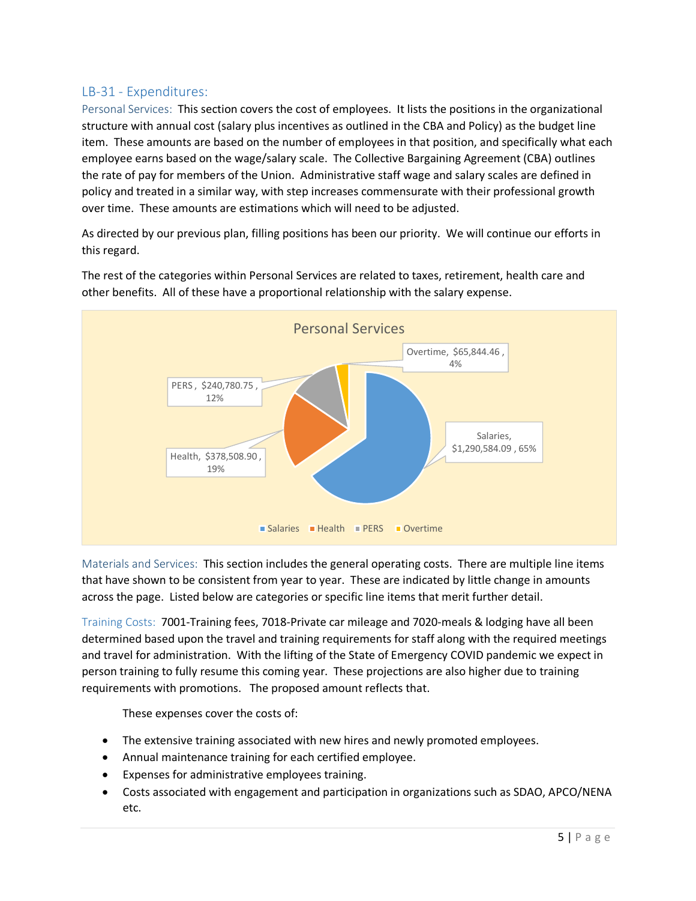## LB-31 - Expenditures:

Personal Services: This section covers the cost of employees. It lists the positions in the organizational structure with annual cost (salary plus incentives as outlined in the CBA and Policy) as the budget line item. These amounts are based on the number of employees in that position, and specifically what each employee earns based on the wage/salary scale. The Collective Bargaining Agreement (CBA) outlines the rate of pay for members of the Union. Administrative staff wage and salary scales are defined in policy and treated in a similar way, with step increases commensurate with their professional growth over time. These amounts are estimations which will need to be adjusted.

As directed by our previous plan, filling positions has been our priority. We will continue our efforts in this regard.

The rest of the categories within Personal Services are related to taxes, retirement, health care and other benefits. All of these have a proportional relationship with the salary expense.

**Personal Services**

| Category | Amount | Percent |
|---|---|---|
| Salaries | $1,290,584.09 | 65% |
| Health | $378,508.90 | 19% |
| PERS | $240,780.75 | 12% |
| Overtime | $65,844.46 | 4% |

Materials and Services: This section includes the general operating costs. There are multiple line items that have shown to be consistent from year to year. These are indicated by little change in amounts across the page. Listed below are categories or specific line items that merit further detail.

Training Costs: 7001-Training fees, 7018-Private car mileage and 7020-meals & lodging have all been determined based upon the travel and training requirements for staff along with the required meetings and travel for administration. With the lifting of the State of Emergency COVID pandemic we expect in person training to fully resume this coming year. These projections are also higher due to training requirements with promotions. The proposed amount reflects that.

These expenses cover the costs of:

- The extensive training associated with new hires and newly promoted employees.
- Annual maintenance training for each certified employee.
- Expenses for administrative employees training.
- Costs associated with engagement and participation in organizations such as SDAO, APCO/NENA etc.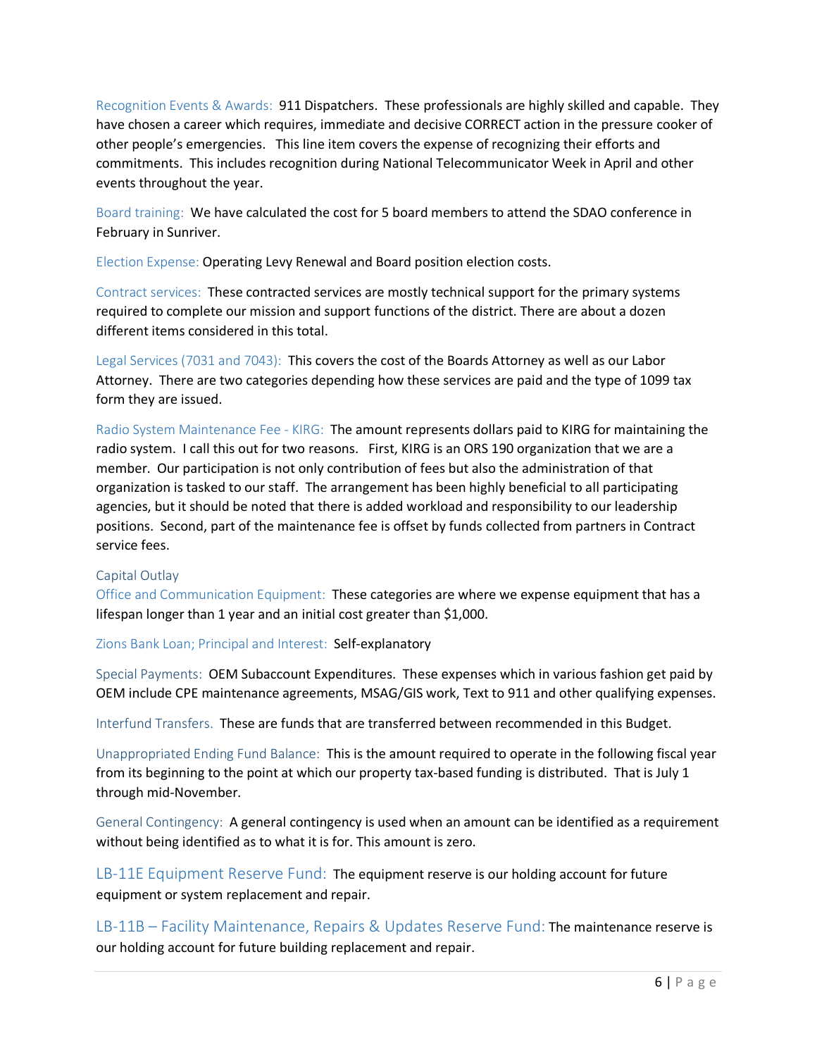Recognition Events & Awards: 911 Dispatchers. These professionals are highly skilled and capable. They have chosen a career which requires, immediate and decisive CORRECT action in the pressure cooker of other people's emergencies. This line item covers the expense of recognizing their efforts and commitments. This includes recognition during National Telecommunicator Week in April and other events throughout the year.

Board training: We have calculated the cost for 5 board members to attend the SDAO conference in February in Sunriver.

Election Expense: Operating Levy Renewal and Board position election costs.

Contract services: These contracted services are mostly technical support for the primary systems required to complete our mission and support functions of the district. There are about a dozen different items considered in this total.

Legal Services (7031 and 7043): This covers the cost of the Boards Attorney as well as our Labor Attorney. There are two categories depending how these services are paid and the type of 1099 tax form they are issued.

Radio System Maintenance Fee - KIRG: The amount represents dollars paid to KIRG for maintaining the radio system. I call this out for two reasons. First, KIRG is an ORS 190 organization that we are a member. Our participation is not only contribution of fees but also the administration of that organization is tasked to our staff. The arrangement has been highly beneficial to all participating agencies, but it should be noted that there is added workload and responsibility to our leadership positions. Second, part of the maintenance fee is offset by funds collected from partners in Contract service fees.

### Capital Outlay

Office and Communication Equipment: These categories are where we expense equipment that has a lifespan longer than 1 year and an initial cost greater than $1,000.

Zions Bank Loan; Principal and Interest: Self-explanatory

Special Payments: OEM Subaccount Expenditures. These expenses which in various fashion get paid by OEM include CPE maintenance agreements, MSAG/GIS work, Text to 911 and other qualifying expenses.

Interfund Transfers. These are funds that are transferred between recommended in this Budget.

Unappropriated Ending Fund Balance: This is the amount required to operate in the following fiscal year from its beginning to the point at which our property tax-based funding is distributed. That is July 1 through mid-November.

General Contingency: A general contingency is used when an amount can be identified as a requirement without being identified as to what it is for. This amount is zero.

## LB-11E Equipment Reserve Fund:

The equipment reserve is our holding account for future equipment or system replacement and repair.

## LB-11B – Facility Maintenance, Repairs & Updates Reserve Fund:

The maintenance reserve is our holding account for future building replacement and repair.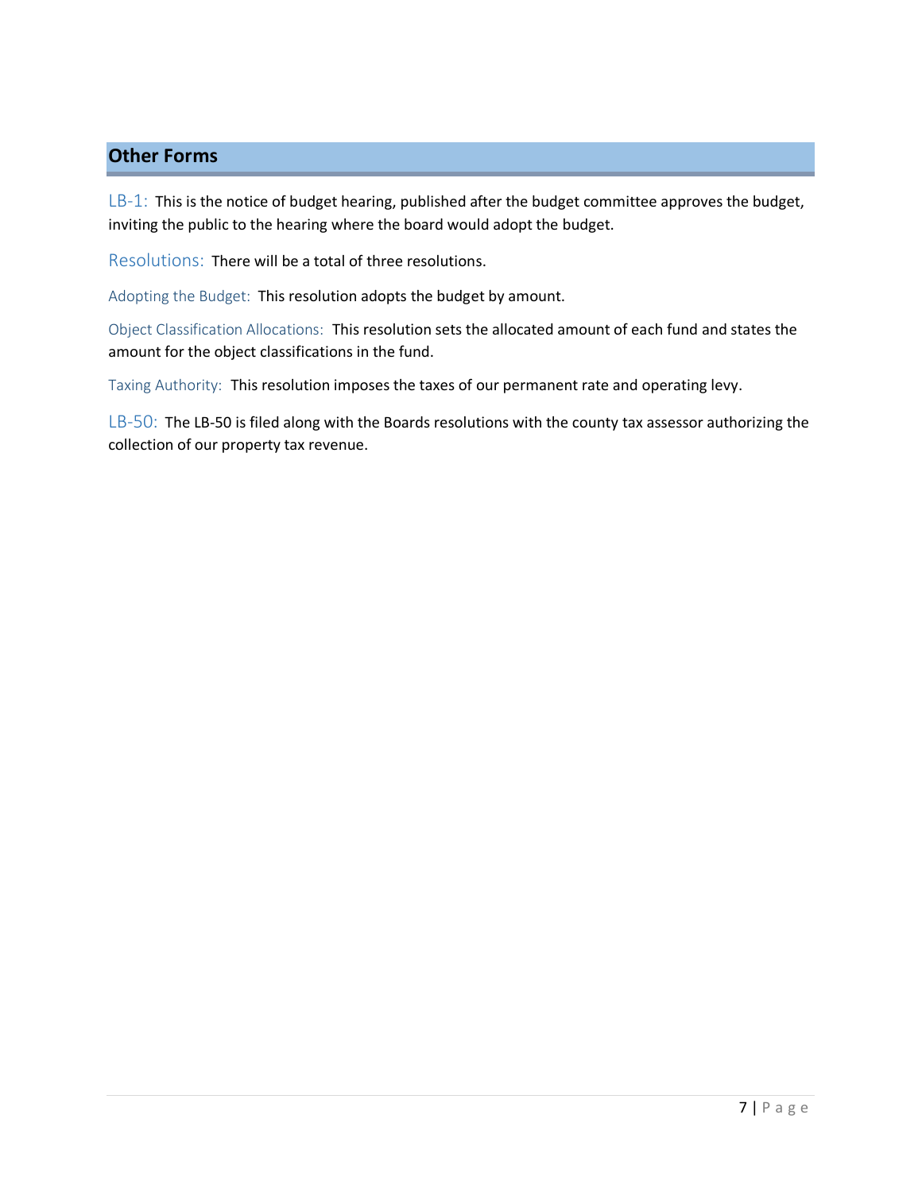## Other Forms

### LB-1:

This is the notice of budget hearing, published after the budget committee approves the budget, inviting the public to the hearing where the board would adopt the budget.

### Resolutions:

There will be a total of three resolutions.

#### Adopting the Budget:

This resolution adopts the budget by amount.

#### Object Classification Allocations:

This resolution sets the allocated amount of each fund and states the amount for the object classifications in the fund.

#### Taxing Authority:

This resolution imposes the taxes of our permanent rate and operating levy.

### LB-50:

The LB-50 is filed along with the Boards resolutions with the county tax assessor authorizing the collection of our property tax revenue.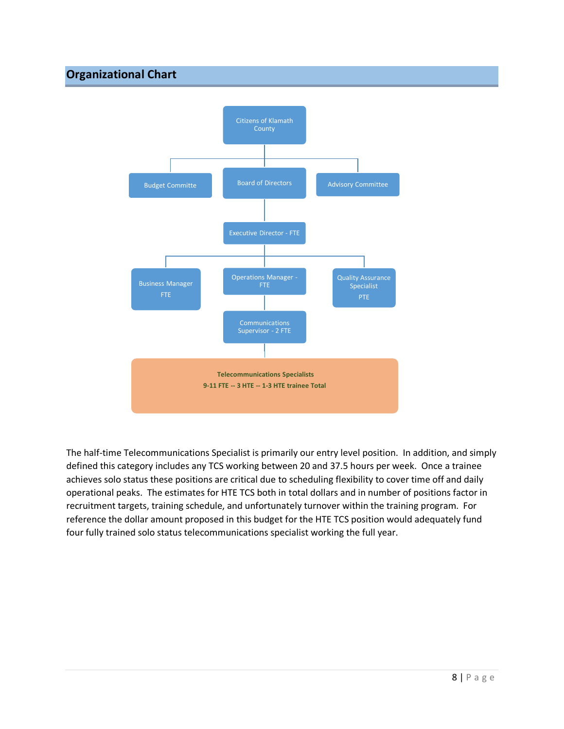## Organizational Chart

Citizens of Klamath County

Budget Committe

Board of Directors

Advisory Committee

Executive Director - FTE

Business Manager FTE

Operations Manager - FTE

Quality Assurance Specialist PTE

Communications Supervisor - 2 FTE

**Telecommunications Specialists**
**9-11 FTE -- 3 HTE -- 1-3 HTE trainee Total**

The half-time Telecommunications Specialist is primarily our entry level position. In addition, and simply defined this category includes any TCS working between 20 and 37.5 hours per week. Once a trainee achieves solo status these positions are critical due to scheduling flexibility to cover time off and daily operational peaks. The estimates for HTE TCS both in total dollars and in number of positions factor in recruitment targets, training schedule, and unfortunately turnover within the training program. For reference the dollar amount proposed in this budget for the HTE TCS position would adequately fund four fully trained solo status telecommunications specialist working the full year.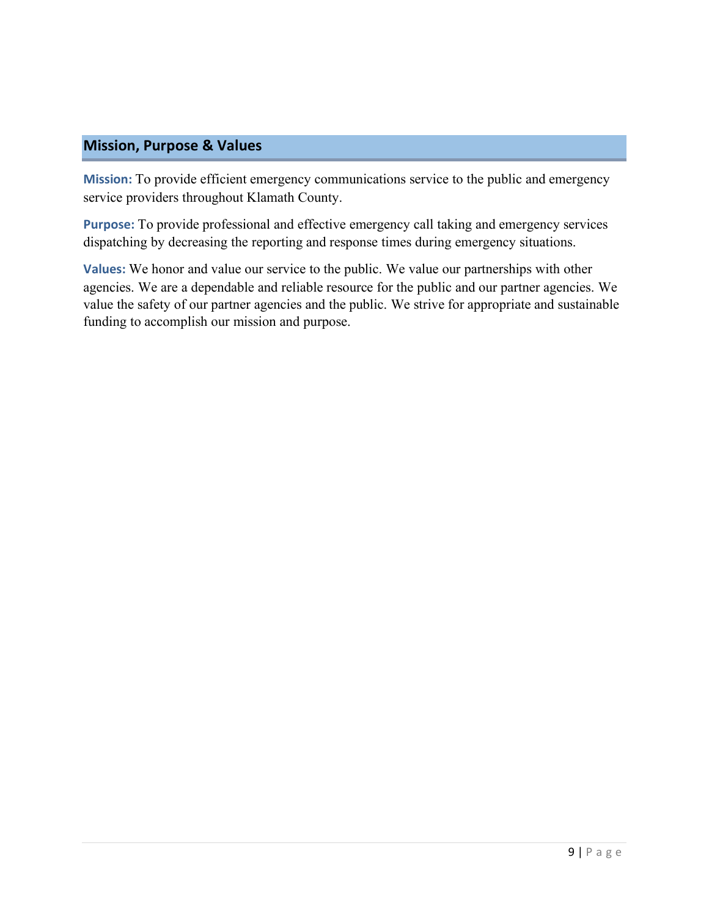## Mission, Purpose & Values

**Mission:** To provide efficient emergency communications service to the public and emergency service providers throughout Klamath County.

**Purpose:** To provide professional and effective emergency call taking and emergency services dispatching by decreasing the reporting and response times during emergency situations.

**Values:** We honor and value our service to the public. We value our partnerships with other agencies. We are a dependable and reliable resource for the public and our partner agencies. We value the safety of our partner agencies and the public. We strive for appropriate and sustainable funding to accomplish our mission and purpose.